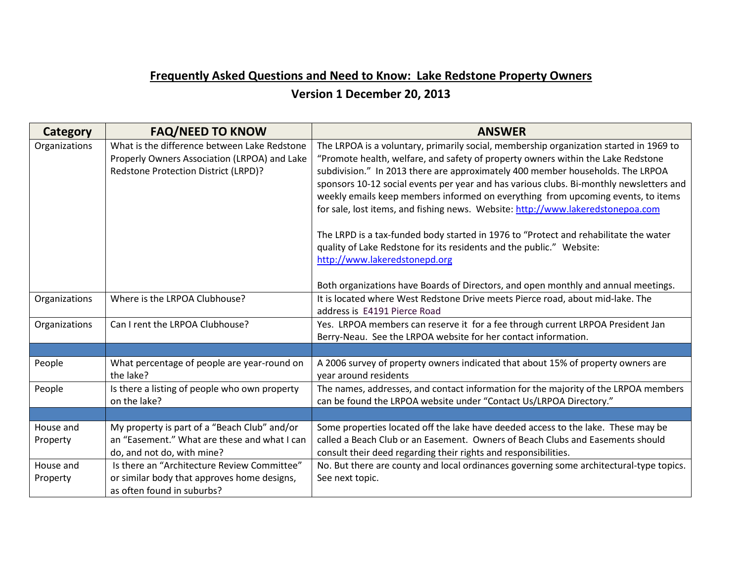# Frequently Asked Questions and Need to Know: Lake Redstone Property Owners

## Version 1 December 20, 2013

| Category | FAQ/NEED TO KNOW | ANSWER |
|---|---|---|
| Organizations | What is the difference between Lake Redstone Properly Owners Association (LRPOA) and Lake Redstone Protection District (LRPD)? | The LRPOA is a voluntary, primarily social, membership organization started in 1969 to "Promote health, welfare, and safety of property owners within the Lake Redstone subdivision." In 2013 there are approximately 400 member households. The LRPOA sponsors 10-12 social events per year and has various clubs. Bi-monthly newsletters and weekly emails keep members informed on everything from upcoming events, to items for sale, lost items, and fishing news. Website: http://www.lakeredstonepoa.com<br><br>The LRPD is a tax-funded body started in 1976 to "Protect and rehabilitate the water quality of Lake Redstone for its residents and the public." Website: http://www.lakeredstonepd.org<br><br>Both organizations have Boards of Directors, and open monthly and annual meetings. |
| Organizations | Where is the LRPOA Clubhouse? | It is located where West Redstone Drive meets Pierce road, about mid-lake. The address is E4191 Pierce Road |
| Organizations | Can I rent the LRPOA Clubhouse? | Yes. LRPOA members can reserve it for a fee through current LRPOA President Jan Berry-Neau. See the LRPOA website for her contact information. |
| | | |
| People | What percentage of people are year-round on the lake? | A 2006 survey of property owners indicated that about 15% of property owners are year around residents |
| People | Is there a listing of people who own property on the lake? | The names, addresses, and contact information for the majority of the LRPOA members can be found the LRPOA website under "Contact Us/LRPOA Directory." |
| | | |
| House and Property | My property is part of a "Beach Club" and/or an "Easement." What are these and what I can do, and not do, with mine? | Some properties located off the lake have deeded access to the lake. These may be called a Beach Club or an Easement. Owners of Beach Clubs and Easements should consult their deed regarding their rights and responsibilities. |
| House and Property | Is there an "Architecture Review Committee" or similar body that approves home designs, as often found in suburbs? | No. But there are county and local ordinances governing some architectural-type topics. See next topic. |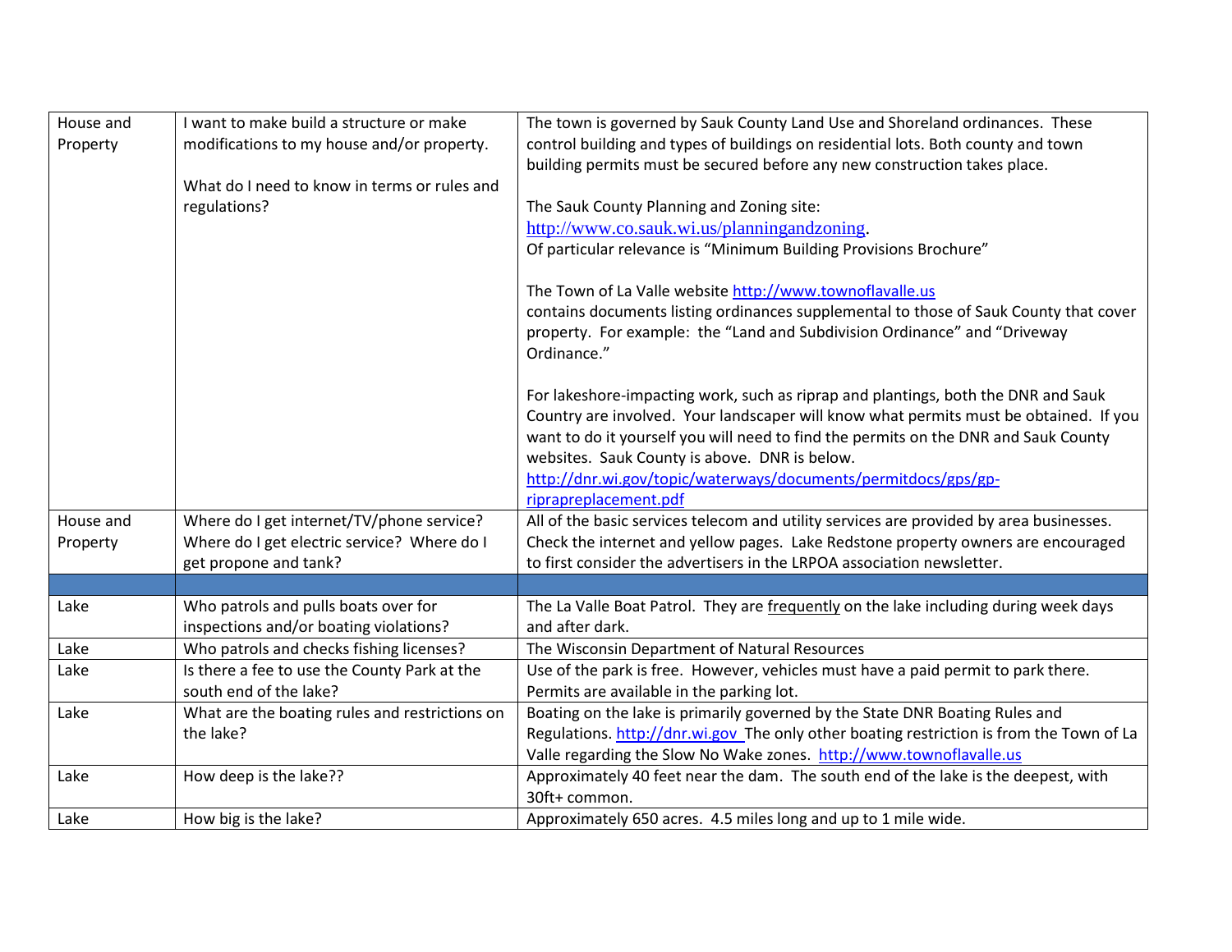| | | |
|---|---|---|
| House and Property | I want to make build a structure or make modifications to my house and/or property.<br><br>What do I need to know in terms or rules and regulations? | The town is governed by Sauk County Land Use and Shoreland ordinances. These control building and types of buildings on residential lots. Both county and town building permits must be secured before any new construction takes place.<br><br>The Sauk County Planning and Zoning site: http://www.co.sauk.wi.us/planningandzoning.<br>Of particular relevance is "Minimum Building Provisions Brochure"<br><br>The Town of La Valle website http://www.townoflavalle.us contains documents listing ordinances supplemental to those of Sauk County that cover property. For example: the "Land and Subdivision Ordinance" and "Driveway Ordinance."<br><br>For lakeshore-impacting work, such as riprap and plantings, both the DNR and Sauk Country are involved. Your landscaper will know what permits must be obtained. If you want to do it yourself you will need to find the permits on the DNR and Sauk County websites. Sauk County is above. DNR is below.<br>http://dnr.wi.gov/topic/waterways/documents/permitdocs/gps/gp-riprapreplacement.pdf |
| House and Property | Where do I get internet/TV/phone service? Where do I get electric service? Where do I get propone and tank? | All of the basic services telecom and utility services are provided by area businesses. Check the internet and yellow pages. Lake Redstone property owners are encouraged to first consider the advertisers in the LRPOA association newsletter. |
| | | |
| Lake | Who patrols and pulls boats over for inspections and/or boating violations? | The La Valle Boat Patrol. They are frequently on the lake including during week days and after dark. |
| Lake | Who patrols and checks fishing licenses? | The Wisconsin Department of Natural Resources |
| Lake | Is there a fee to use the County Park at the south end of the lake? | Use of the park is free. However, vehicles must have a paid permit to park there. Permits are available in the parking lot. |
| Lake | What are the boating rules and restrictions on the lake? | Boating on the lake is primarily governed by the State DNR Boating Rules and Regulations. http://dnr.wi.gov The only other boating restriction is from the Town of La Valle regarding the Slow No Wake zones. http://www.townoflavalle.us |
| Lake | How deep is the lake?? | Approximately 40 feet near the dam. The south end of the lake is the deepest, with 30ft+ common. |
| Lake | How big is the lake? | Approximately 650 acres. 4.5 miles long and up to 1 mile wide. |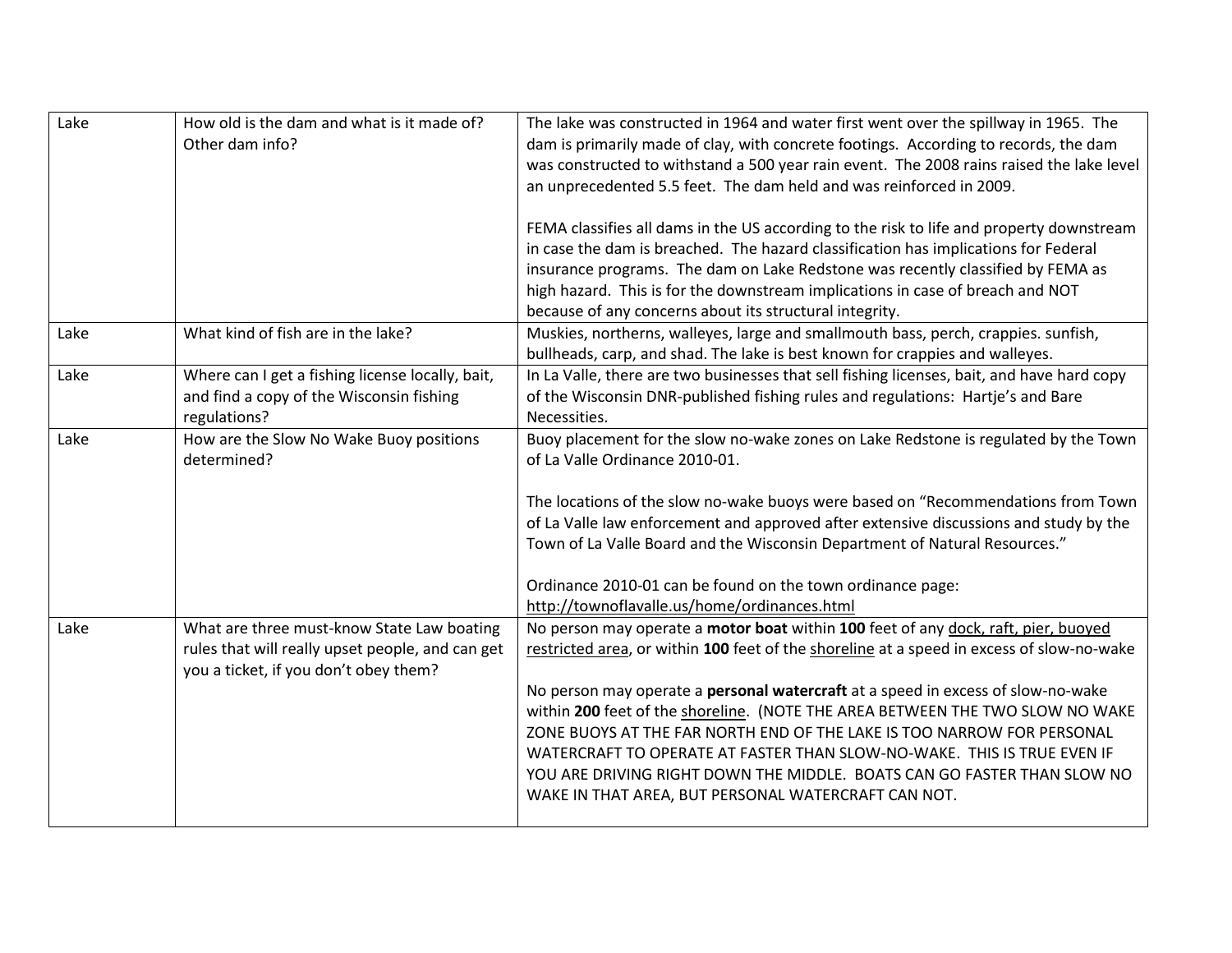| Lake | How old is the dam and what is it made of? Other dam info? | The lake was constructed in 1964 and water first went over the spillway in 1965. The dam is primarily made of clay, with concrete footings. According to records, the dam was constructed to withstand a 500 year rain event. The 2008 rains raised the lake level an unprecedented 5.5 feet. The dam held and was reinforced in 2009.<br><br>FEMA classifies all dams in the US according to the risk to life and property downstream in case the dam is breached. The hazard classification has implications for Federal insurance programs. The dam on Lake Redstone was recently classified by FEMA as high hazard. This is for the downstream implications in case of breach and NOT because of any concerns about its structural integrity. |
|---|---|---|
| Lake | What kind of fish are in the lake? | Muskies, northerns, walleyes, large and smallmouth bass, perch, crappies. sunfish, bullheads, carp, and shad. The lake is best known for crappies and walleyes. |
| Lake | Where can I get a fishing license locally, bait, and find a copy of the Wisconsin fishing regulations? | In La Valle, there are two businesses that sell fishing licenses, bait, and have hard copy of the Wisconsin DNR-published fishing rules and regulations: Hartje's and Bare Necessities. |
| Lake | How are the Slow No Wake Buoy positions determined? | Buoy placement for the slow no-wake zones on Lake Redstone is regulated by the Town of La Valle Ordinance 2010-01.<br><br>The locations of the slow no-wake buoys were based on "Recommendations from Town of La Valle law enforcement and approved after extensive discussions and study by the Town of La Valle Board and the Wisconsin Department of Natural Resources."<br><br>Ordinance 2010-01 can be found on the town ordinance page: http://townoflavalle.us/home/ordinances.html |
| Lake | What are three must-know State Law boating rules that will really upset people, and can get you a ticket, if you don't obey them? | No person may operate a **motor boat** within **100** feet of any dock, raft, pier, buoyed restricted area, or within **100** feet of the shoreline at a speed in excess of slow-no-wake<br><br>No person may operate a **personal watercraft** at a speed in excess of slow-no-wake within **200** feet of the shoreline. (NOTE THE AREA BETWEEN THE TWO SLOW NO WAKE ZONE BUOYS AT THE FAR NORTH END OF THE LAKE IS TOO NARROW FOR PERSONAL WATERCRAFT TO OPERATE AT FASTER THAN SLOW-NO-WAKE. THIS IS TRUE EVEN IF YOU ARE DRIVING RIGHT DOWN THE MIDDLE. BOATS CAN GO FASTER THAN SLOW NO WAKE IN THAT AREA, BUT PERSONAL WATERCRAFT CAN NOT. |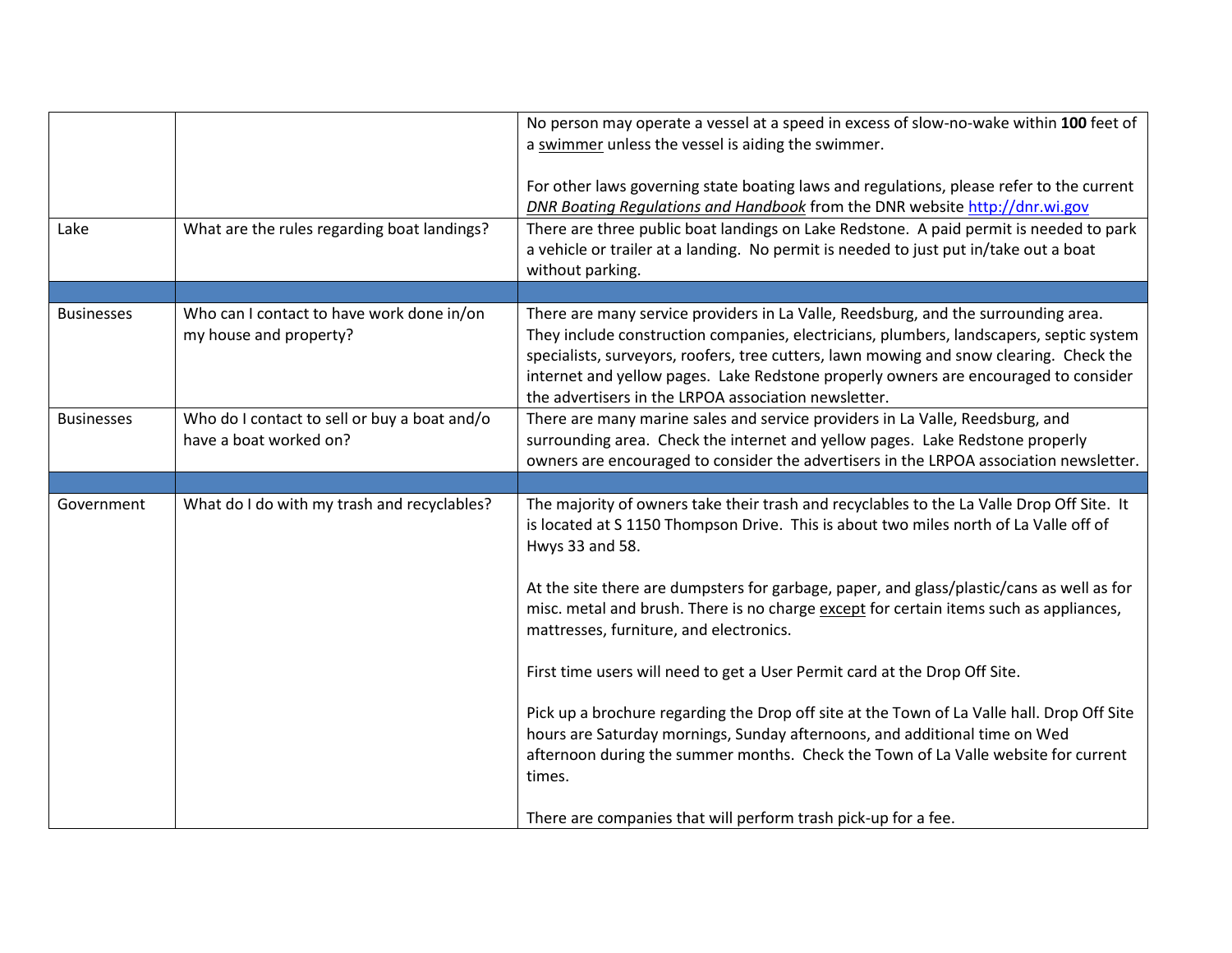| | | |
|---|---|---|
| | | No person may operate a vessel at a speed in excess of slow-no-wake within **100** feet of a <u>swimmer</u> unless the vessel is aiding the swimmer.<br><br>For other laws governing state boating laws and regulations, please refer to the current <u>*DNR Boating Regulations and Handbook*</u> from the DNR website http://dnr.wi.gov |
| Lake | What are the rules regarding boat landings? | There are three public boat landings on Lake Redstone. A paid permit is needed to park a vehicle or trailer at a landing. No permit is needed to just put in/take out a boat without parking. |
| | | |
| Businesses | Who can I contact to have work done in/on my house and property? | There are many service providers in La Valle, Reedsburg, and the surrounding area. They include construction companies, electricians, plumbers, landscapers, septic system specialists, surveyors, roofers, tree cutters, lawn mowing and snow clearing. Check the internet and yellow pages. Lake Redstone properly owners are encouraged to consider the advertisers in the LRPOA association newsletter. |
| Businesses | Who do I contact to sell or buy a boat and/o have a boat worked on? | There are many marine sales and service providers in La Valle, Reedsburg, and surrounding area. Check the internet and yellow pages. Lake Redstone properly owners are encouraged to consider the advertisers in the LRPOA association newsletter. |
| | | |
| Government | What do I do with my trash and recyclables? | The majority of owners take their trash and recyclables to the La Valle Drop Off Site. It is located at S 1150 Thompson Drive. This is about two miles north of La Valle off of Hwys 33 and 58.<br><br>At the site there are dumpsters for garbage, paper, and glass/plastic/cans as well as for misc. metal and brush. There is no charge <u>except</u> for certain items such as appliances, mattresses, furniture, and electronics.<br><br>First time users will need to get a User Permit card at the Drop Off Site.<br><br>Pick up a brochure regarding the Drop off site at the Town of La Valle hall. Drop Off Site hours are Saturday mornings, Sunday afternoons, and additional time on Wed afternoon during the summer months. Check the Town of La Valle website for current times.<br><br>There are companies that will perform trash pick-up for a fee. |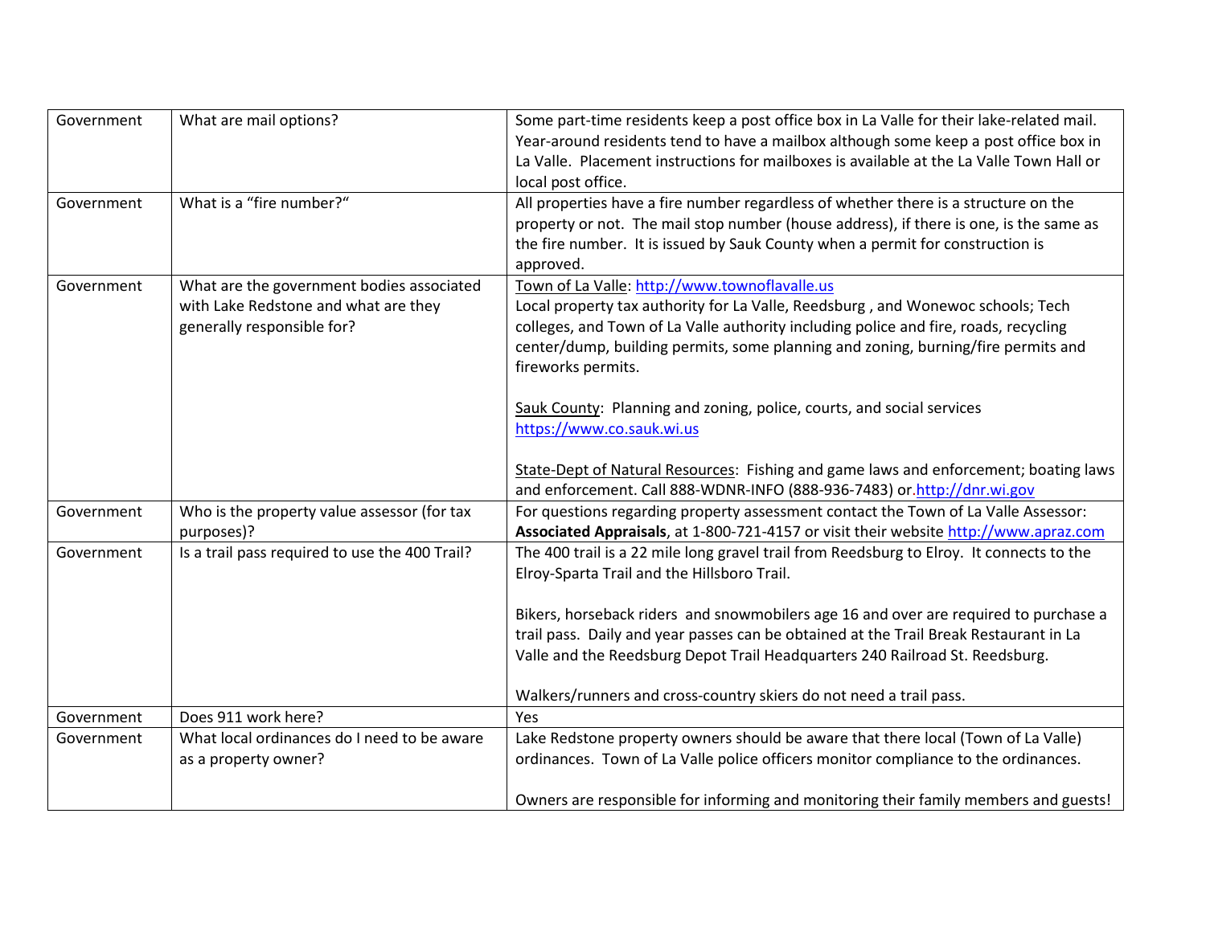| Government | What are mail options? | Some part-time residents keep a post office box in La Valle for their lake-related mail. Year-around residents tend to have a mailbox although some keep a post office box in La Valle. Placement instructions for mailboxes is available at the La Valle Town Hall or local post office. |
|---|---|---|
| Government | What is a "fire number?" | All properties have a fire number regardless of whether there is a structure on the property or not. The mail stop number (house address), if there is one, is the same as the fire number. It is issued by Sauk County when a permit for construction is approved. |
| Government | What are the government bodies associated with Lake Redstone and what are they generally responsible for? | Town of La Valle: http://www.townoflavalle.us<br>Local property tax authority for La Valle, Reedsburg , and Wonewoc schools; Tech colleges, and Town of La Valle authority including police and fire, roads, recycling center/dump, building permits, some planning and zoning, burning/fire permits and fireworks permits.<br><br>Sauk County: Planning and zoning, police, courts, and social services https://www.co.sauk.wi.us<br><br>State-Dept of Natural Resources: Fishing and game laws and enforcement; boating laws and enforcement. Call 888-WDNR-INFO (888-936-7483) or.http://dnr.wi.gov |
| Government | Who is the property value assessor (for tax purposes)? | For questions regarding property assessment contact the Town of La Valle Assessor: **Associated Appraisals**, at 1-800-721-4157 or visit their website http://www.apraz.com |
| Government | Is a trail pass required to use the 400 Trail? | The 400 trail is a 22 mile long gravel trail from Reedsburg to Elroy. It connects to the Elroy-Sparta Trail and the Hillsboro Trail.<br><br>Bikers, horseback riders and snowmobilers age 16 and over are required to purchase a trail pass. Daily and year passes can be obtained at the Trail Break Restaurant in La Valle and the Reedsburg Depot Trail Headquarters 240 Railroad St. Reedsburg.<br><br>Walkers/runners and cross-country skiers do not need a trail pass. |
| Government | Does 911 work here? | Yes |
| Government | What local ordinances do I need to be aware as a property owner? | Lake Redstone property owners should be aware that there local (Town of La Valle) ordinances. Town of La Valle police officers monitor compliance to the ordinances.<br><br>Owners are responsible for informing and monitoring their family members and guests! |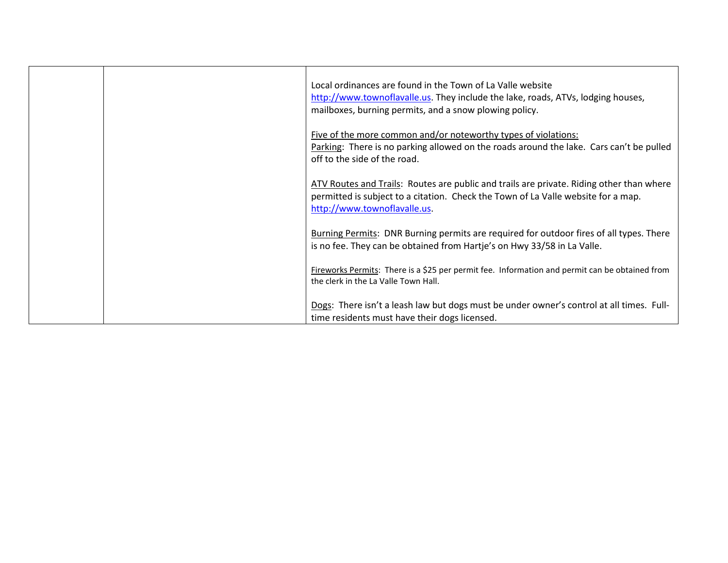| | | |
|---|---|---|
| | | Local ordinances are found in the Town of La Valle website http://www.townoflavalle.us. They include the lake, roads, ATVs, lodging houses, mailboxes, burning permits, and a snow plowing policy.<br><br>Five of the more common and/or noteworthy types of violations:<br>Parking: There is no parking allowed on the roads around the lake. Cars can't be pulled off to the side of the road.<br><br>ATV Routes and Trails: Routes are public and trails are private. Riding other than where permitted is subject to a citation. Check the Town of La Valle website for a map. http://www.townoflavalle.us.<br><br>Burning Permits: DNR Burning permits are required for outdoor fires of all types. There is no fee. They can be obtained from Hartje's on Hwy 33/58 in La Valle.<br><br>Fireworks Permits: There is a $25 per permit fee. Information and permit can be obtained from the clerk in the La Valle Town Hall.<br><br>Dogs: There isn't a leash law but dogs must be under owner's control at all times. Full-time residents must have their dogs licensed. |